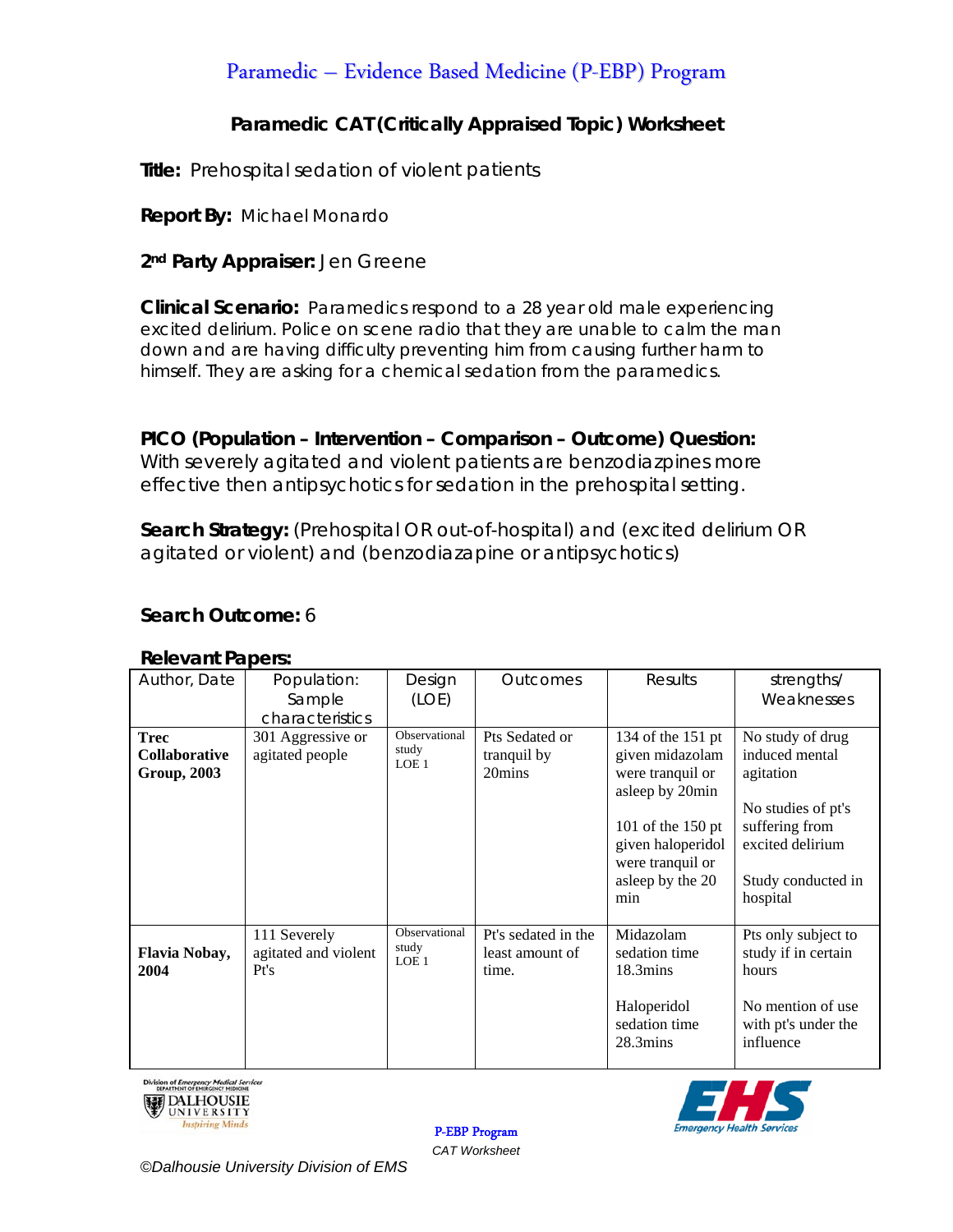# Paramedic – Evidence Based Medicine (P-EBP) Program

## Paramedic CAT (Critically Appraised Topic) Worksheet

**Title:** Prehospital sedation of violent patients

**Report By:** Michael Monardo

**2nd Party Appraiser:** Jen Greene

**Clinical Scenario:** Paramedics respond to a 28 year old male experiencing excited delirium. Police on scene radio that they are unable to calm the man down and are having difficulty preventing him from causing further harm to himself. They are asking for a chemical sedation from the paramedics.

**PICO (Population – Intervention – Comparison – Outcome) Question:**
With severely agitated and violent patients are benzodiazpines more effective then antipsychotics for sedation in the prehospital setting.

**Search Strategy:** (Prehospital OR out-of-hospital) and (excited delirium OR agitated or violent) and (benzodiazapine or antipsychotics)

**Search Outcome:** 6

**Relevant Papers:**

| Author, Date | Population: Sample characteristics | Design (LOE) | Outcomes | Results | strengths/ Weaknesses |
|---|---|---|---|---|---|
| **Trec Collaborative Group, 2003** | 301 Aggressive or agitated people | Observational study LOE 1 | Pts Sedated or tranquil by 20mins | 134 of the 151 pt given midazolam were tranquil or asleep by 20min<br><br>101 of the 150 pt given haloperidol were tranquil or asleep by the 20 min | No study of drug induced mental agitation<br><br>No studies of pt's suffering from excited delirium<br><br>Study conducted in hospital |
| **Flavia Nobay, 2004** | 111 Severely agitated and violent Pt's | Observational study LOE 1 | Pt's sedated in the least amount of time. | Midazolam sedation time 18.3mins<br><br>Haloperidol sedation time 28.3mins | Pts only subject to study if in certain hours<br><br>No mention of use with pt's under the influence |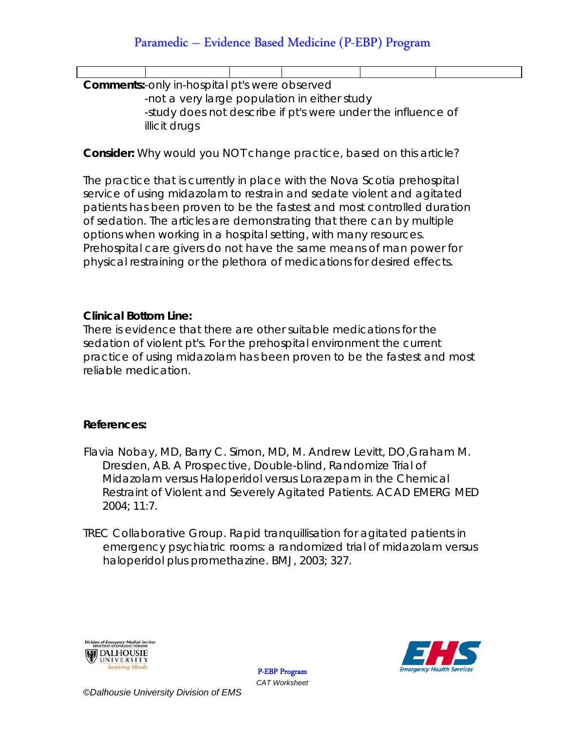| | | | | | |
|---|---|---|---|---|---|
| | | | | | |

**Comments:**-only in-hospital pt's were observed
-not a very large population in either study
-study does not describe if pt's were under the influence of illicit drugs

**Consider:** Why would you NOT change practice, based on this article?

The practice that is currently in place with the Nova Scotia prehospital service of using midazolam to restrain and sedate violent and agitated patients has been proven to be the fastest and most controlled duration of sedation. The articles are demonstrating that there can by multiple options when working in a hospital setting, with many resources. Prehospital care givers do not have the same means of man power for physical restraining or the plethora of medications for desired effects.

**Clinical Bottom Line:**
There is evidence that there are other suitable medications for the sedation of violent pt's. For the prehospital environment the current practice of using midazolam has been proven to be the fastest and most reliable medication.

**References:**

Flavia Nobay, MD, Barry C. Simon, MD, M. Andrew Levitt, DO,Graham M. Dresden, AB. A Prospective, Double-blind, Randomize Trial of Midazolam versus Haloperidol versus Lorazepam in the Chemical Restraint of Violent and Severely Agitated Patients. ACAD EMERG MED 2004; 11:7.

TREC Collaborative Group. Rapid tranquillisation for agitated patients in emergency psychiatric rooms: a randomized trial of midazolam versus haloperidol plus promethazine. BMJ, 2003; 327.